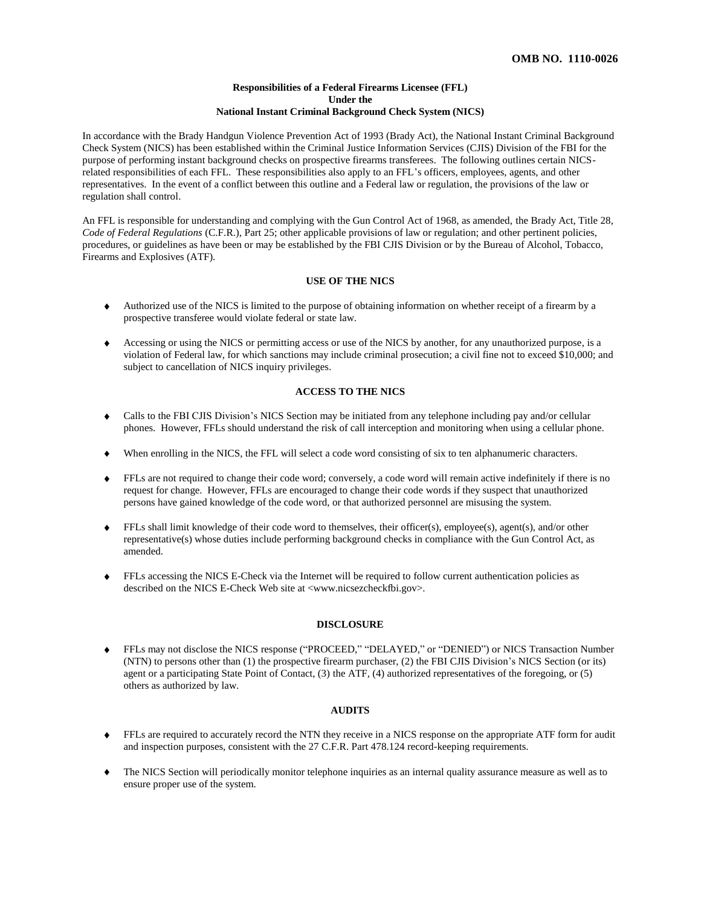OMB NO. 1110-0026

**Responsibilities of a Federal Firearms Licensee (FFL)**
**Under the**
**National Instant Criminal Background Check System (NICS)**

In accordance with the Brady Handgun Violence Prevention Act of 1993 (Brady Act), the National Instant Criminal Background Check System (NICS) has been established within the Criminal Justice Information Services (CJIS) Division of the FBI for the purpose of performing instant background checks on prospective firearms transferees. The following outlines certain NICS-related responsibilities of each FFL. These responsibilities also apply to an FFL's officers, employees, agents, and other representatives. In the event of a conflict between this outline and a Federal law or regulation, the provisions of the law or regulation shall control.

An FFL is responsible for understanding and complying with the Gun Control Act of 1968, as amended, the Brady Act, Title 28, *Code of Federal Regulations* (C.F.R.), Part 25; other applicable provisions of law or regulation; and other pertinent policies, procedures, or guidelines as have been or may be established by the FBI CJIS Division or by the Bureau of Alcohol, Tobacco, Firearms and Explosives (ATF).

## USE OF THE NICS

- Authorized use of the NICS is limited to the purpose of obtaining information on whether receipt of a firearm by a prospective transferee would violate federal or state law.
- Accessing or using the NICS or permitting access or use of the NICS by another, for any unauthorized purpose, is a violation of Federal law, for which sanctions may include criminal prosecution; a civil fine not to exceed $10,000; and subject to cancellation of NICS inquiry privileges.

## ACCESS TO THE NICS

- Calls to the FBI CJIS Division's NICS Section may be initiated from any telephone including pay and/or cellular phones. However, FFLs should understand the risk of call interception and monitoring when using a cellular phone.
- When enrolling in the NICS, the FFL will select a code word consisting of six to ten alphanumeric characters.
- FFLs are not required to change their code word; conversely, a code word will remain active indefinitely if there is no request for change. However, FFLs are encouraged to change their code words if they suspect that unauthorized persons have gained knowledge of the code word, or that authorized personnel are misusing the system.
- FFLs shall limit knowledge of their code word to themselves, their officer(s), employee(s), agent(s), and/or other representative(s) whose duties include performing background checks in compliance with the Gun Control Act, as amended.
- FFLs accessing the NICS E-Check via the Internet will be required to follow current authentication policies as described on the NICS E-Check Web site at <www.nicsezcheckfbi.gov>.

## DISCLOSURE

- FFLs may not disclose the NICS response ("PROCEED," "DELAYED," or "DENIED") or NICS Transaction Number (NTN) to persons other than (1) the prospective firearm purchaser, (2) the FBI CJIS Division's NICS Section (or its) agent or a participating State Point of Contact, (3) the ATF, (4) authorized representatives of the foregoing, or (5) others as authorized by law.

## AUDITS

- FFLs are required to accurately record the NTN they receive in a NICS response on the appropriate ATF form for audit and inspection purposes, consistent with the 27 C.F.R. Part 478.124 record-keeping requirements.
- The NICS Section will periodically monitor telephone inquiries as an internal quality assurance measure as well as to ensure proper use of the system.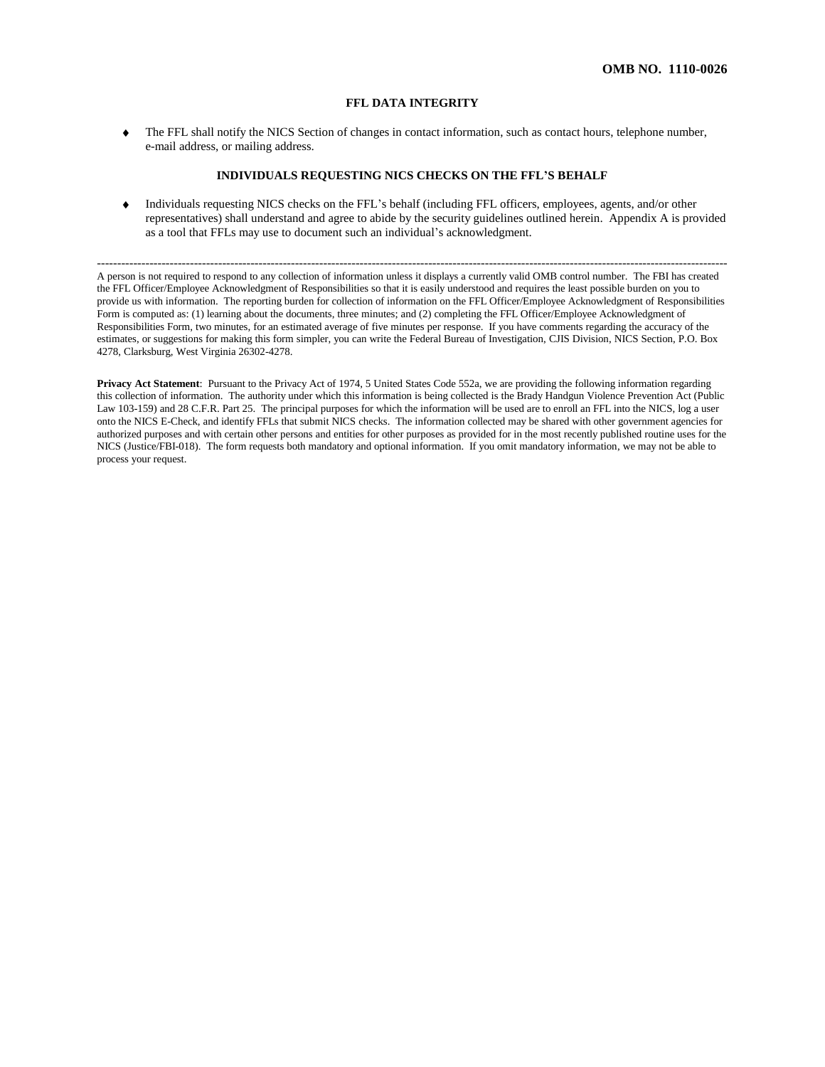OMB NO. 1110-0026

## FFL DATA INTEGRITY

- The FFL shall notify the NICS Section of changes in contact information, such as contact hours, telephone number, e-mail address, or mailing address.

## INDIVIDUALS REQUESTING NICS CHECKS ON THE FFL'S BEHALF

- Individuals requesting NICS checks on the FFL's behalf (including FFL officers, employees, agents, and/or other representatives) shall understand and agree to abide by the security guidelines outlined herein. Appendix A is provided as a tool that FFLs may use to document such an individual's acknowledgment.

---

A person is not required to respond to any collection of information unless it displays a currently valid OMB control number. The FBI has created the FFL Officer/Employee Acknowledgment of Responsibilities so that it is easily understood and requires the least possible burden on you to provide us with information. The reporting burden for collection of information on the FFL Officer/Employee Acknowledgment of Responsibilities Form is computed as: (1) learning about the documents, three minutes; and (2) completing the FFL Officer/Employee Acknowledgment of Responsibilities Form, two minutes, for an estimated average of five minutes per response. If you have comments regarding the accuracy of the estimates, or suggestions for making this form simpler, you can write the Federal Bureau of Investigation, CJIS Division, NICS Section, P.O. Box 4278, Clarksburg, West Virginia 26302-4278.

**Privacy Act Statement**: Pursuant to the Privacy Act of 1974, 5 United States Code 552a, we are providing the following information regarding this collection of information. The authority under which this information is being collected is the Brady Handgun Violence Prevention Act (Public Law 103-159) and 28 C.F.R. Part 25. The principal purposes for which the information will be used are to enroll an FFL into the NICS, log a user onto the NICS E-Check, and identify FFLs that submit NICS checks. The information collected may be shared with other government agencies for authorized purposes and with certain other persons and entities for other purposes as provided for in the most recently published routine uses for the NICS (Justice/FBI-018). The form requests both mandatory and optional information. If you omit mandatory information, we may not be able to process your request.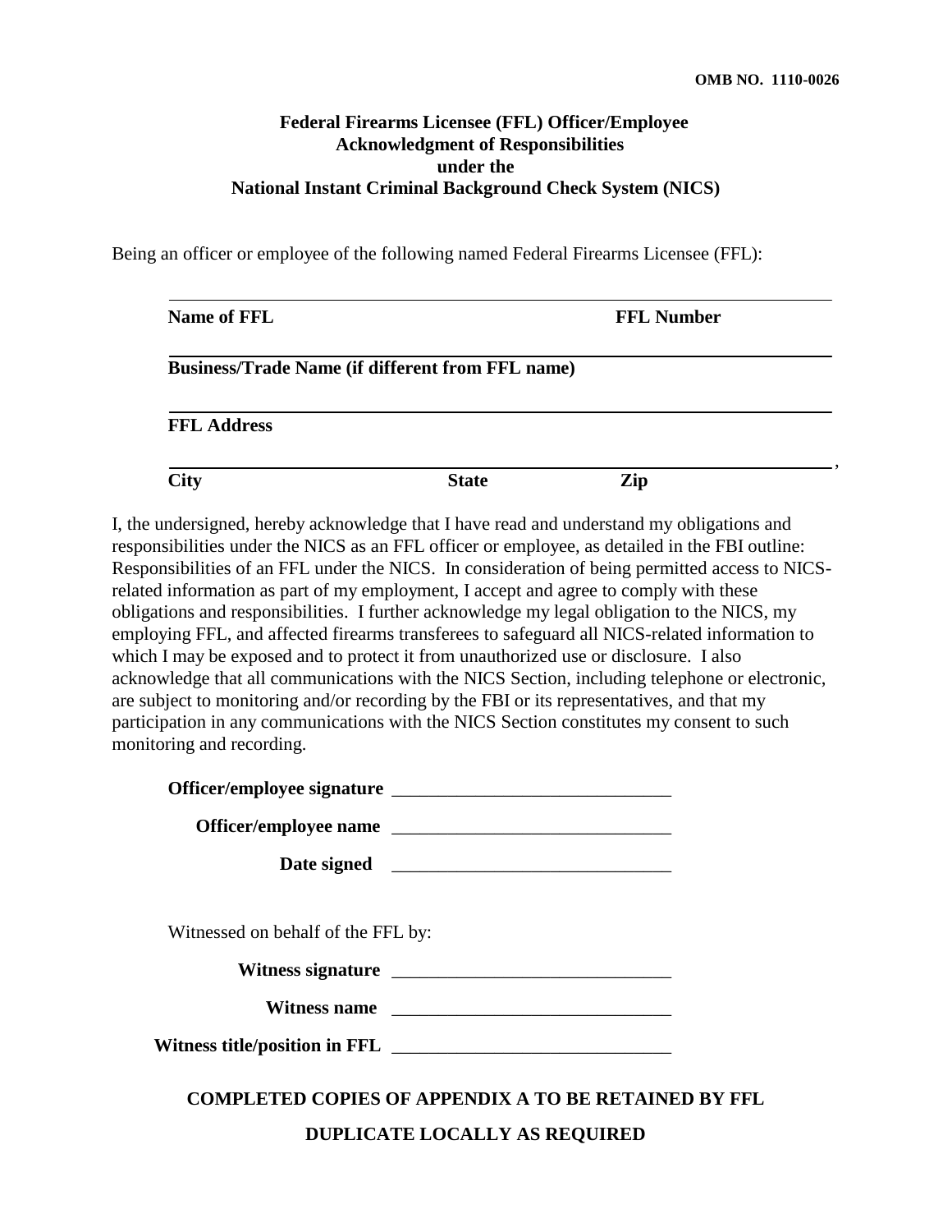OMB NO. 1110-0026

**Federal Firearms Licensee (FFL) Officer/Employee**
**Acknowledgment of Responsibilities**
**under the**
**National Instant Criminal Background Check System (NICS)**

Being an officer or employee of the following named Federal Firearms Licensee (FFL):

______________________________________________________________

**Name of FFL** **FFL Number**

______________________________________________________________

**Business/Trade Name (if different from FFL name)**

______________________________________________________________

**FFL Address**

______________________________________________________________,

**City** **State** **Zip**

I, the undersigned, hereby acknowledge that I have read and understand my obligations and responsibilities under the NICS as an FFL officer or employee, as detailed in the FBI outline: Responsibilities of an FFL under the NICS. In consideration of being permitted access to NICS-related information as part of my employment, I accept and agree to comply with these obligations and responsibilities. I further acknowledge my legal obligation to the NICS, my employing FFL, and affected firearms transferees to safeguard all NICS-related information to which I may be exposed and to protect it from unauthorized use or disclosure. I also acknowledge that all communications with the NICS Section, including telephone or electronic, are subject to monitoring and/or recording by the FBI or its representatives, and that my participation in any communications with the NICS Section constitutes my consent to such monitoring and recording.

**Officer/employee signature** ______________________________

**Officer/employee name** ______________________________

**Date signed** ______________________________

Witnessed on behalf of the FFL by:

**Witness signature** ______________________________

**Witness name** ______________________________

**Witness title/position in FFL** ______________________________

**COMPLETED COPIES OF APPENDIX A TO BE RETAINED BY FFL**

**DUPLICATE LOCALLY AS REQUIRED**